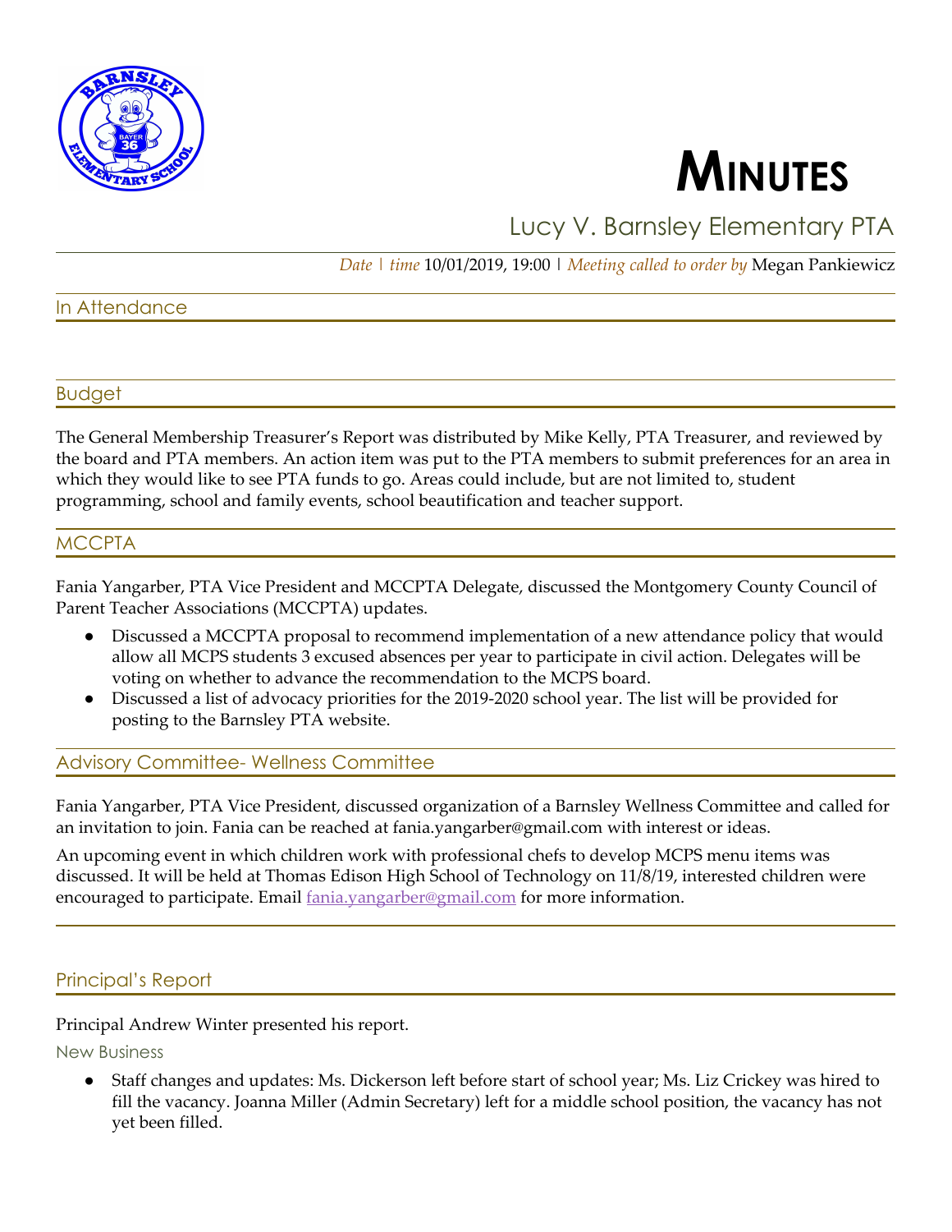# MINUTES

## Lucy V. Barnsley Elementary PTA

*Date | time* 10/01/2019, 19:00 | *Meeting called to order by* Megan Pankiewicz

## In Attendance

## Budget

The General Membership Treasurer's Report was distributed by Mike Kelly, PTA Treasurer, and reviewed by the board and PTA members. An action item was put to the PTA members to submit preferences for an area in which they would like to see PTA funds to go. Areas could include, but are not limited to, student programming, school and family events, school beautification and teacher support.

## MCCPTA

Fania Yangarber, PTA Vice President and MCCPTA Delegate, discussed the Montgomery County Council of Parent Teacher Associations (MCCPTA) updates.

- Discussed a MCCPTA proposal to recommend implementation of a new attendance policy that would allow all MCPS students 3 excused absences per year to participate in civil action. Delegates will be voting on whether to advance the recommendation to the MCPS board.
- Discussed a list of advocacy priorities for the 2019-2020 school year. The list will be provided for posting to the Barnsley PTA website.

## Advisory Committee- Wellness Committee

Fania Yangarber, PTA Vice President, discussed organization of a Barnsley Wellness Committee and called for an invitation to join. Fania can be reached at fania.yangarber@gmail.com with interest or ideas.

An upcoming event in which children work with professional chefs to develop MCPS menu items was discussed. It will be held at Thomas Edison High School of Technology on 11/8/19, interested children were encouraged to participate. Email fania.yangarber@gmail.com for more information.

## Principal's Report

Principal Andrew Winter presented his report.

### New Business

- Staff changes and updates: Ms. Dickerson left before start of school year; Ms. Liz Crickey was hired to fill the vacancy. Joanna Miller (Admin Secretary) left for a middle school position, the vacancy has not yet been filled.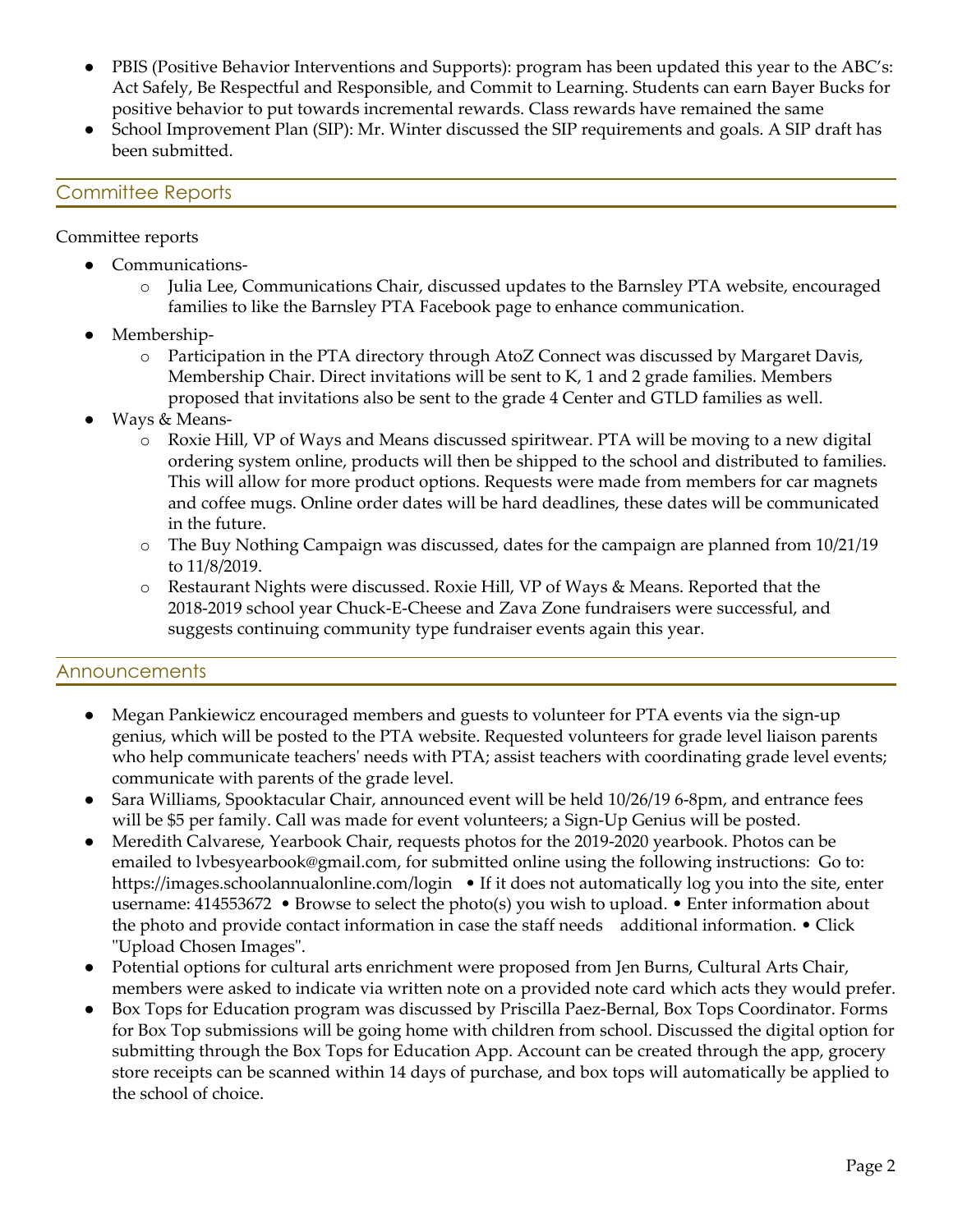- PBIS (Positive Behavior Interventions and Supports): program has been updated this year to the ABC's: Act Safely, Be Respectful and Responsible, and Commit to Learning. Students can earn Bayer Bucks for positive behavior to put towards incremental rewards. Class rewards have remained the same
- School Improvement Plan (SIP): Mr. Winter discussed the SIP requirements and goals. A SIP draft has been submitted.

## Committee Reports

Committee reports

- Communications-
  - Julia Lee, Communications Chair, discussed updates to the Barnsley PTA website, encouraged families to like the Barnsley PTA Facebook page to enhance communication.
- Membership-
  - Participation in the PTA directory through AtoZ Connect was discussed by Margaret Davis, Membership Chair. Direct invitations will be sent to K, 1 and 2 grade families. Members proposed that invitations also be sent to the grade 4 Center and GTLD families as well.
- Ways & Means-
  - Roxie Hill, VP of Ways and Means discussed spiritwear. PTA will be moving to a new digital ordering system online, products will then be shipped to the school and distributed to families. This will allow for more product options. Requests were made from members for car magnets and coffee mugs. Online order dates will be hard deadlines, these dates will be communicated in the future.
  - The Buy Nothing Campaign was discussed, dates for the campaign are planned from 10/21/19 to 11/8/2019.
  - Restaurant Nights were discussed. Roxie Hill, VP of Ways & Means. Reported that the 2018-2019 school year Chuck-E-Cheese and Zava Zone fundraisers were successful, and suggests continuing community type fundraiser events again this year.

## Announcements

- Megan Pankiewicz encouraged members and guests to volunteer for PTA events via the sign-up genius, which will be posted to the PTA website. Requested volunteers for grade level liaison parents who help communicate teachers' needs with PTA; assist teachers with coordinating grade level events; communicate with parents of the grade level.
- Sara Williams, Spooktacular Chair, announced event will be held 10/26/19 6-8pm, and entrance fees will be $5 per family. Call was made for event volunteers; a Sign-Up Genius will be posted.
- Meredith Calvarese, Yearbook Chair, requests photos for the 2019-2020 yearbook. Photos can be emailed to lvbesyearbook@gmail.com, for submitted online using the following instructions: Go to: https://images.schoolannualonline.com/login • If it does not automatically log you into the site, enter username: 414553672 • Browse to select the photo(s) you wish to upload. • Enter information about the photo and provide contact information in case the staff needs additional information. • Click "Upload Chosen Images".
- Potential options for cultural arts enrichment were proposed from Jen Burns, Cultural Arts Chair, members were asked to indicate via written note on a provided note card which acts they would prefer.
- Box Tops for Education program was discussed by Priscilla Paez-Bernal, Box Tops Coordinator. Forms for Box Top submissions will be going home with children from school. Discussed the digital option for submitting through the Box Tops for Education App. Account can be created through the app, grocery store receipts can be scanned within 14 days of purchase, and box tops will automatically be applied to the school of choice.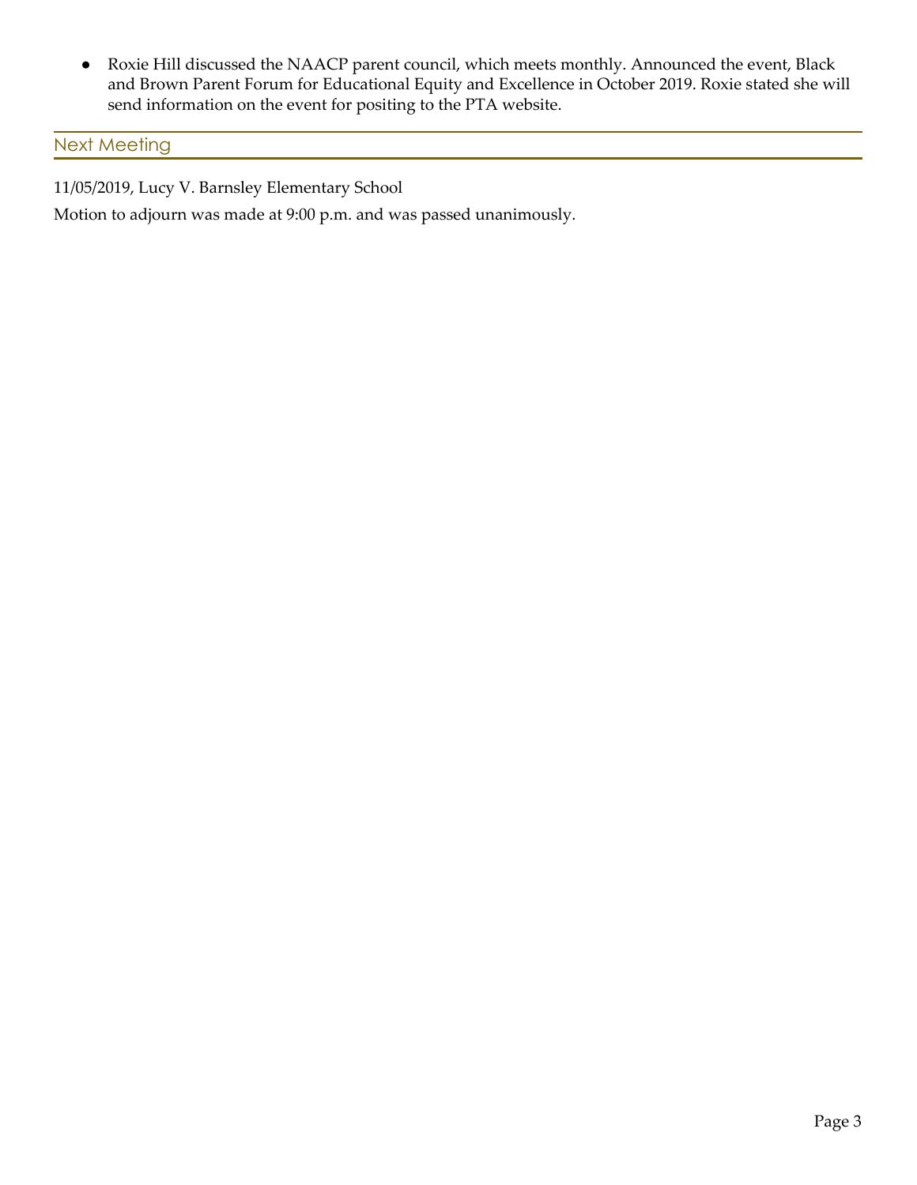- Roxie Hill discussed the NAACP parent council, which meets monthly. Announced the event, Black and Brown Parent Forum for Educational Equity and Excellence in October 2019. Roxie stated she will send information on the event for positing to the PTA website.

## Next Meeting

11/05/2019, Lucy V. Barnsley Elementary School

Motion to adjourn was made at 9:00 p.m. and was passed unanimously.